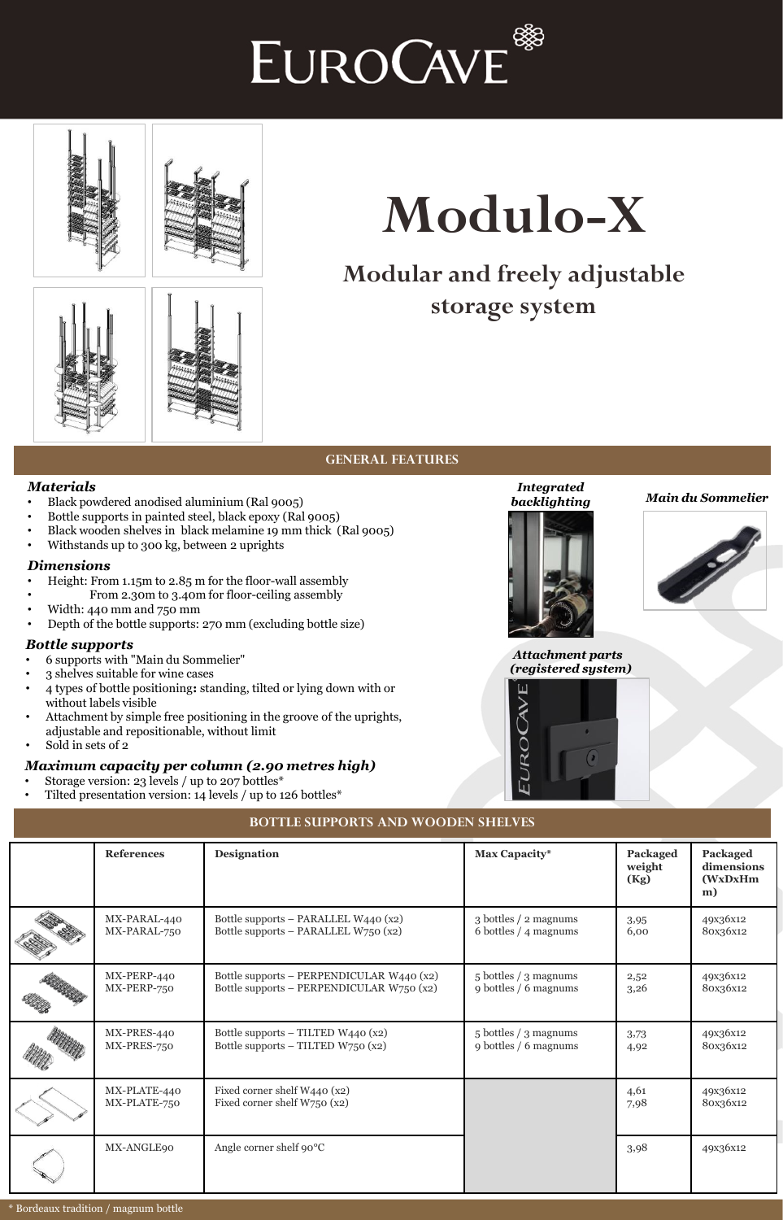# EuroCave

# Modulo-X

## Modular and freely adjustable storage system

## GENERAL FEATURES

### *Materials*

- Black powdered anodised aluminium (Ral 9005)
- Bottle supports in painted steel, black epoxy (Ral 9005)
- Black wooden shelves in black melamine 19 mm thick (Ral 9005)
- Withstands up to 300 kg, between 2 uprights

### *Dimensions*

- Height: From 1.15m to 2.85 m for the floor-wall assembly
- From 2.30m to 3.40m for floor-ceiling assembly
- Width: 440 mm and 750 mm
- Depth of the bottle supports: 270 mm (excluding bottle size)

### *Bottle supports*

- 6 supports with "Main du Sommelier"
- 3 shelves suitable for wine cases
- 4 types of bottle positioning**:** standing, tilted or lying down with or without labels visible
- Attachment by simple free positioning in the groove of the uprights, adjustable and repositionable, without limit
- Sold in sets of 2

### *Maximum capacity per column (2.90 metres high)*

- Storage version: 23 levels / up to 207 bottles*
- Tilted presentation version: 14 levels / up to 126 bottles*

***Integrated backlighting***

***Main du Sommelier***

***Attachment parts (registered system)***

## BOTTLE SUPPORTS AND WOODEN SHELVES

| | References | Designation | Max Capacity* | Packaged weight (Kg) | Packaged dimensions (WxDxHm m) |
|---|---|---|---|---|---|
| | MX-PARAL-440<br>MX-PARAL-750 | Bottle supports – PARALLEL W440 (x2)<br>Bottle supports – PARALLEL W750 (x2) | 3 bottles / 2 magnums<br>6 bottles / 4 magnums | 3,95<br>6,00 | 49x36x12<br>80x36x12 |
| | MX-PERP-440<br>MX-PERP-750 | Bottle supports – PERPENDICULAR W440 (x2)<br>Bottle supports – PERPENDICULAR W750 (x2) | 5 bottles / 3 magnums<br>9 bottles / 6 magnums | 2,52<br>3,26 | 49x36x12<br>80x36x12 |
| | MX-PRES-440<br>MX-PRES-750 | Bottle supports – TILTED W440 (x2)<br>Bottle supports – TILTED W750 (x2) | 5 bottles / 3 magnums<br>9 bottles / 6 magnums | 3,73<br>4,92 | 49x36x12<br>80x36x12 |
| | MX-PLATE-440<br>MX-PLATE-750 | Fixed corner shelf W440 (x2)<br>Fixed corner shelf W750 (x2) | | 4,61<br>7,98 | 49x36x12<br>80x36x12 |
| | MX-ANGLE90 | Angle corner shelf 90°C | | 3,98 | 49x36x12 |

\* Bordeaux tradition / magnum bottle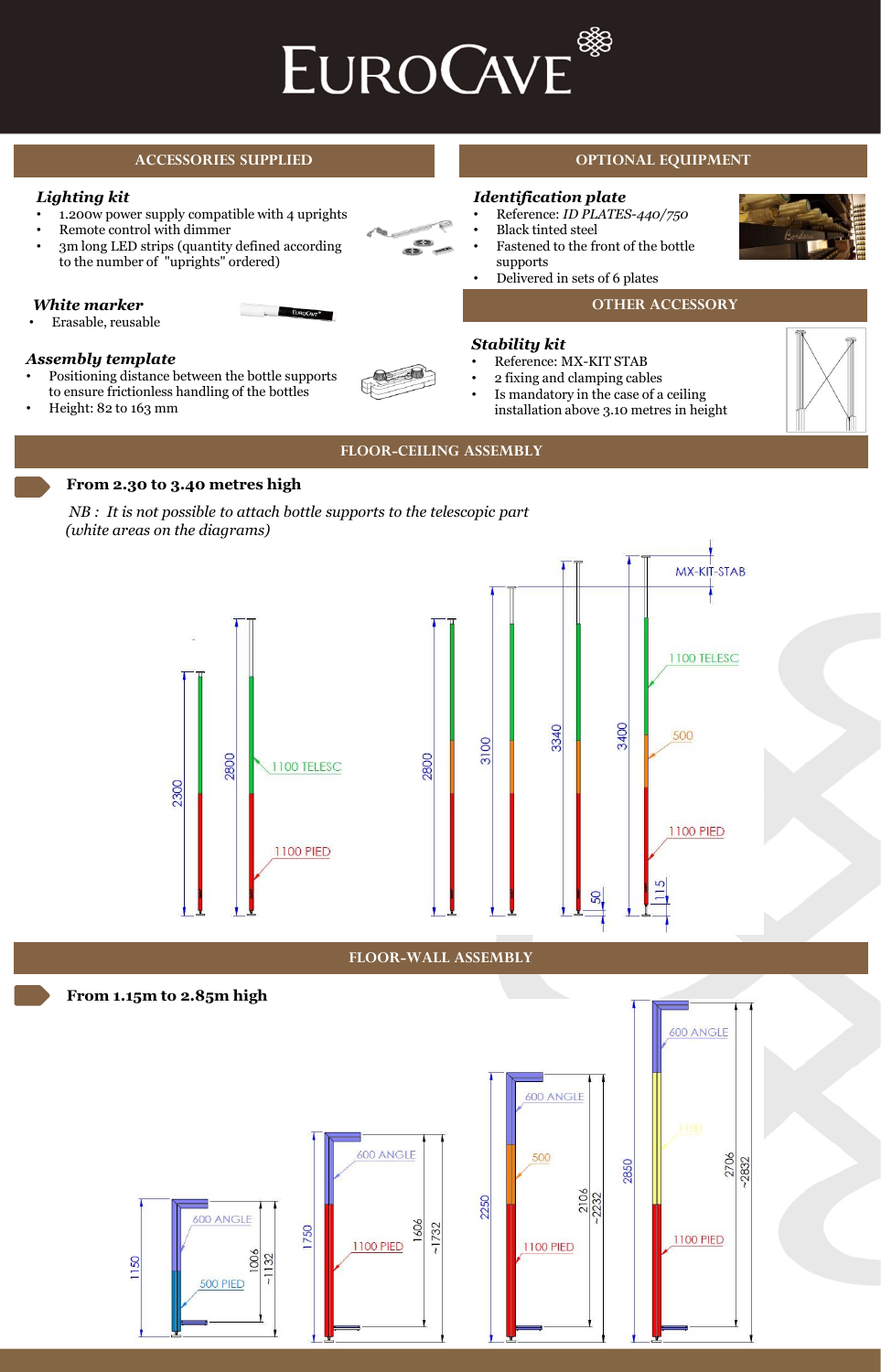# EUROCAVE

## ACCESSORIES SUPPLIED

### *Lighting kit*

- 1.200w power supply compatible with 4 uprights
- Remote control with dimmer
- 3m long LED strips (quantity defined according to the number of "uprights" ordered)

### *White marker*

- Erasable, reusable

### *Assembly template*

- Positioning distance between the bottle supports to ensure frictionless handling of the bottles
- Height: 82 to 163 mm

## OPTIONAL EQUIPMENT

### *Identification plate*

- Reference: *ID PLATES-440/750*
- Black tinted steel
- Fastened to the front of the bottle supports
- Delivered in sets of 6 plates

## OTHER ACCESSORY

### *Stability kit*

- Reference: MX-KIT STAB
- 2 fixing and clamping cables
- Is mandatory in the case of a ceiling installation above 3.10 metres in height

## FLOOR-CEILING ASSEMBLY

**From 2.30 to 3.40 metres high**

*NB : It is not possible to attach bottle supports to the telescopic part (white areas on the diagrams)*

2300
2800
1100 TELESC
1100 PIED
2800
3100
3340
3400
MX-KIT-STAB
1100 TELESC
500
1100 PIED
50
115

## FLOOR-WALL ASSEMBLY

**From 1.15m to 2.85m high**

1150
600 ANGLE
500 PIED
1006
~1132
1750
600 ANGLE
1100 PIED
1606
~1732
2250
600 ANGLE
500
1100 PIED
2106
~2232
2850
600 ANGLE
1100
1100 PIED
2706
~2832